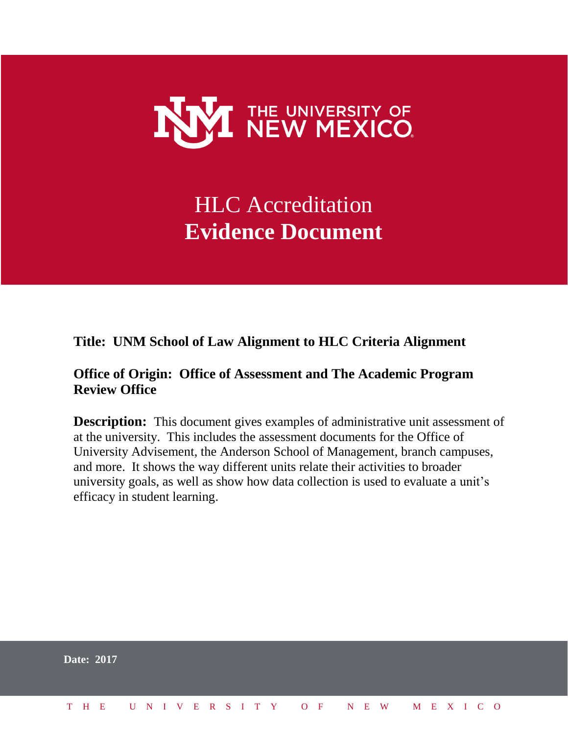THE UNIVERSITY OF NEW MEXICO

# HLC Accreditation
# **Evidence Document**

**Title: UNM School of Law Alignment to HLC Criteria Alignment**

**Office of Origin: Office of Assessment and The Academic Program Review Office**

**Description:** This document gives examples of administrative unit assessment of at the university. This includes the assessment documents for the Office of University Advisement, the Anderson School of Management, branch campuses, and more. It shows the way different units relate their activities to broader university goals, as well as show how data collection is used to evaluate a unit's efficacy in student learning.

**Date: 2017**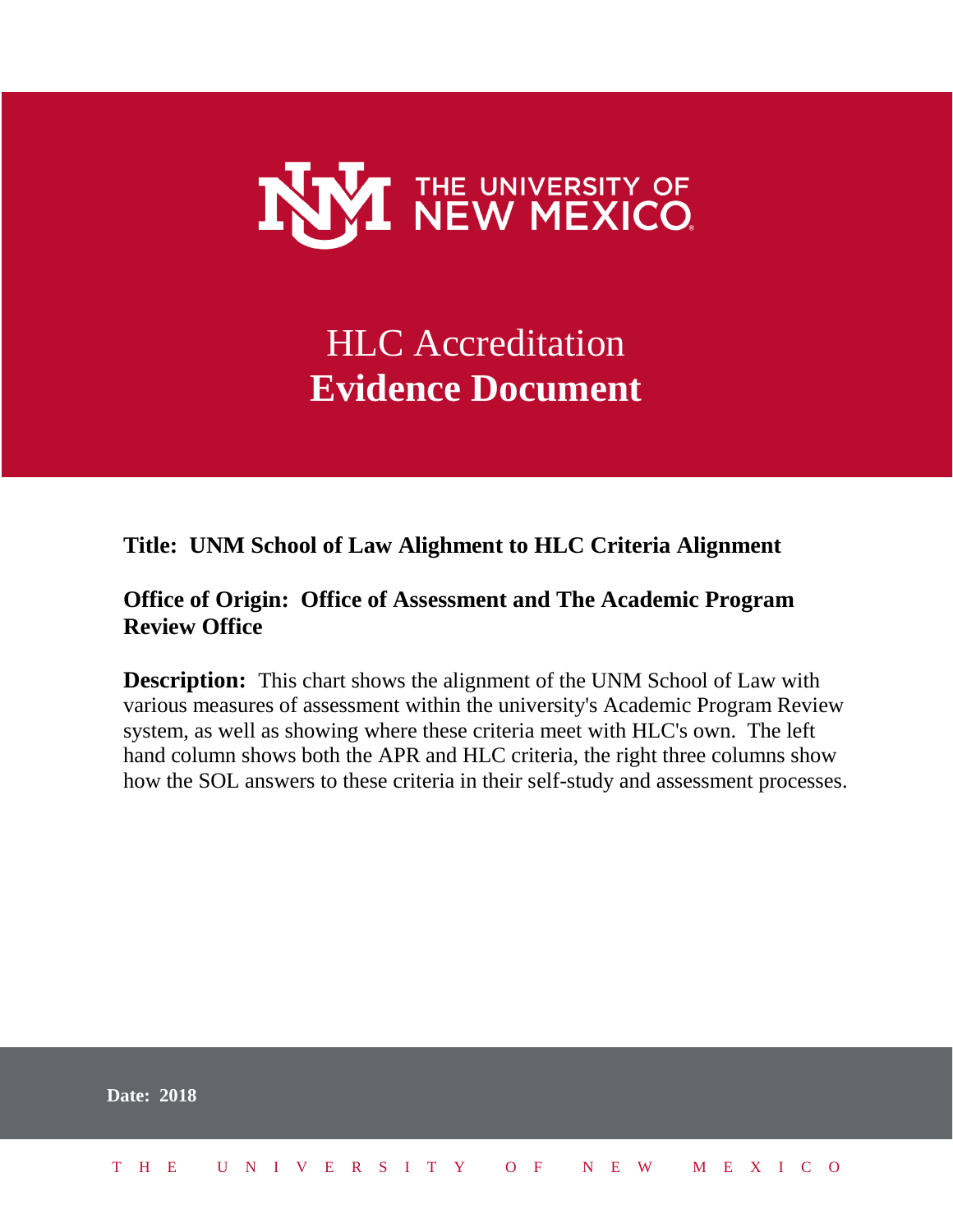THE UNIVERSITY OF NEW MEXICO

# HLC Accreditation
# Evidence Document

**Title: UNM School of Law Alighment to HLC Criteria Alignment**

**Office of Origin: Office of Assessment and The Academic Program Review Office**

**Description:** This chart shows the alignment of the UNM School of Law with various measures of assessment within the university's Academic Program Review system, as well as showing where these criteria meet with HLC's own. The left hand column shows both the APR and HLC criteria, the right three columns show how the SOL answers to these criteria in their self-study and assessment processes.

**Date: 2018**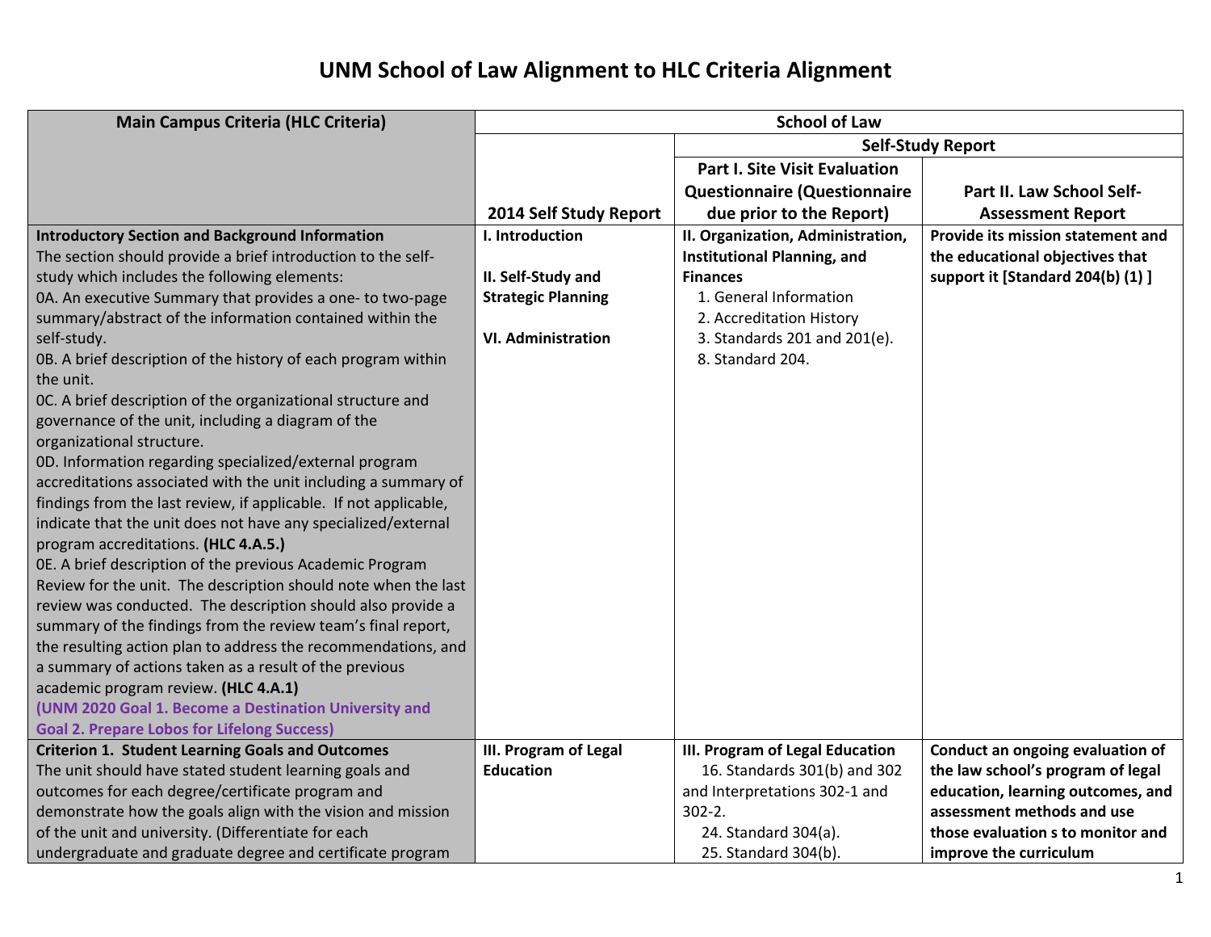# UNM School of Law Alignment to HLC Criteria Alignment

| Main Campus Criteria (HLC Criteria) | School of Law | | |
|---|---|---|---|
| | | Self-Study Report | |
| | 2014 Self Study Report | Part I. Site Visit Evaluation Questionnaire (Questionnaire due prior to the Report) | Part II. Law School Self-Assessment Report |
| **Introductory Section and Background Information**<br>The section should provide a brief introduction to the self-study which includes the following elements:<br>0A. An executive Summary that provides a one- to two-page summary/abstract of the information contained within the self-study.<br>0B. A brief description of the history of each program within the unit.<br>0C. A brief description of the organizational structure and governance of the unit, including a diagram of the organizational structure.<br>0D. Information regarding specialized/external program accreditations associated with the unit including a summary of findings from the last review, if applicable. If not applicable, indicate that the unit does not have any specialized/external program accreditations. **(HLC 4.A.5.)**<br>0E. A brief description of the previous Academic Program Review for the unit. The description should note when the last review was conducted. The description should also provide a summary of the findings from the review team's final report, the resulting action plan to address the recommendations, and a summary of actions taken as a result of the previous academic program review. **(HLC 4.A.1)**<br>**(UNM 2020 Goal 1. Become a Destination University and Goal 2. Prepare Lobos for Lifelong Success)** | **I. Introduction**<br><br>**II. Self-Study and Strategic Planning**<br><br>**VI. Administration** | **II. Organization, Administration, Institutional Planning, and Finances**<br>1. General Information<br>2. Accreditation History<br>3. Standards 201 and 201(e).<br>8. Standard 204. | **Provide its mission statement and the educational objectives that support it [Standard 204(b) (1) ]** |
| **Criterion 1. Student Learning Goals and Outcomes**<br>The unit should have stated student learning goals and outcomes for each degree/certificate program and demonstrate how the goals align with the vision and mission of the unit and university. (Differentiate for each undergraduate and graduate degree and certificate program | **III. Program of Legal Education** | **III. Program of Legal Education**<br>16. Standards 301(b) and 302 and Interpretations 302-1 and 302-2.<br>24. Standard 304(a).<br>25. Standard 304(b). | **Conduct an ongoing evaluation of the law school's program of legal education, learning outcomes, and assessment methods and use those evaluation s to monitor and improve the curriculum** |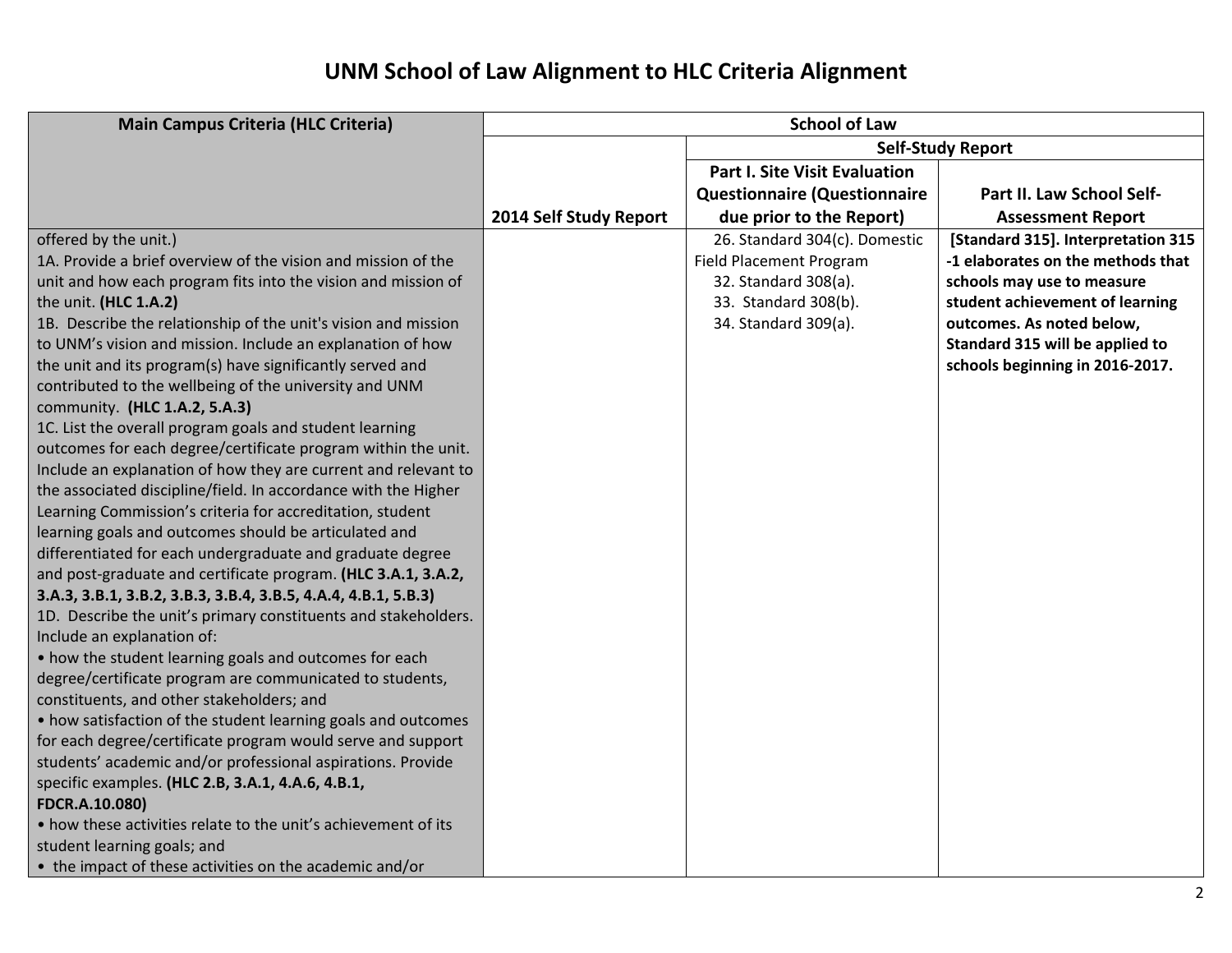# UNM School of Law Alignment to HLC Criteria Alignment

| Main Campus Criteria (HLC Criteria) | School of Law | | |
|---|---|---|---|
| | | Self-Study Report | |
| | 2014 Self Study Report | Part I. Site Visit Evaluation Questionnaire (Questionnaire due prior to the Report) | Part II. Law School Self-Assessment Report |
| offered by the unit.)<br>1A. Provide a brief overview of the vision and mission of the unit and how each program fits into the vision and mission of the unit. **(HLC 1.A.2)**<br>1B. Describe the relationship of the unit's vision and mission to UNM's vision and mission. Include an explanation of how the unit and its program(s) have significantly served and contributed to the wellbeing of the university and UNM community. **(HLC 1.A.2, 5.A.3)**<br>1C. List the overall program goals and student learning outcomes for each degree/certificate program within the unit. Include an explanation of how they are current and relevant to the associated discipline/field. In accordance with the Higher Learning Commission's criteria for accreditation, student learning goals and outcomes should be articulated and differentiated for each undergraduate and graduate degree and post-graduate and certificate program. **(HLC 3.A.1, 3.A.2, 3.A.3, 3.B.1, 3.B.2, 3.B.3, 3.B.4, 3.B.5, 4.A.4, 4.B.1, 5.B.3)**<br>1D. Describe the unit's primary constituents and stakeholders. Include an explanation of:<br>• how the student learning goals and outcomes for each degree/certificate program are communicated to students, constituents, and other stakeholders; and<br>• how satisfaction of the student learning goals and outcomes for each degree/certificate program would serve and support students' academic and/or professional aspirations. Provide specific examples. **(HLC 2.B, 3.A.1, 4.A.6, 4.B.1, FDCR.A.10.080)**<br>• how these activities relate to the unit's achievement of its student learning goals; and<br>• the impact of these activities on the academic and/or | | 26. Standard 304(c). Domestic Field Placement Program<br>32. Standard 308(a).<br>33. Standard 308(b).<br>34. Standard 309(a). | **[Standard 315]. Interpretation 315 -1 elaborates on the methods that schools may use to measure student achievement of learning outcomes. As noted below, Standard 315 will be applied to schools beginning in 2016-2017.** |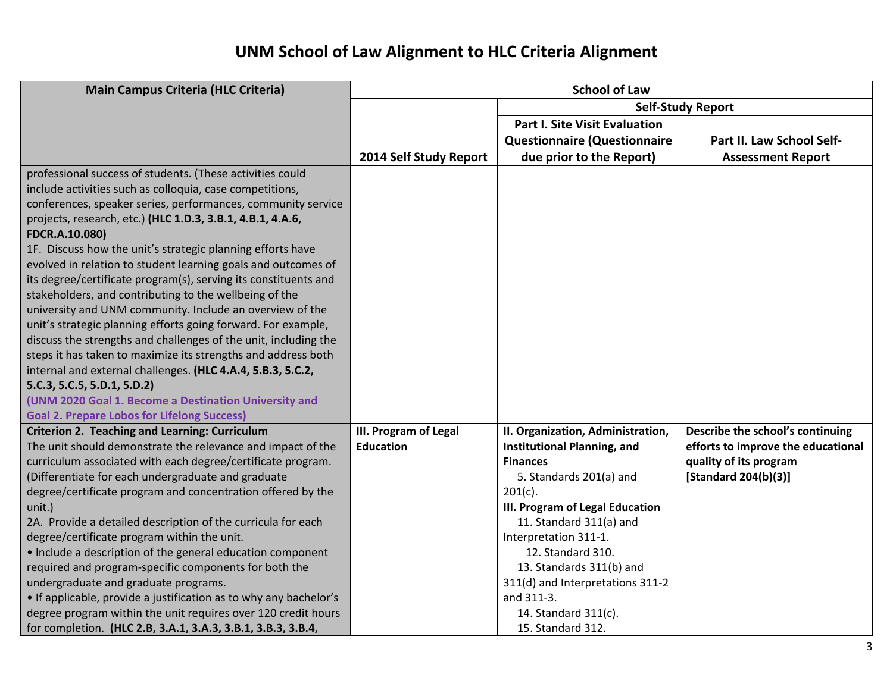# UNM School of Law Alignment to HLC Criteria Alignment

| Main Campus Criteria (HLC Criteria) | School of Law | | |
|---|---|---|---|
| | | Self-Study Report | |
| | 2014 Self Study Report | Part I. Site Visit Evaluation Questionnaire (Questionnaire due prior to the Report) | Part II. Law School Self-Assessment Report |
| professional success of students. (These activities could include activities such as colloquia, case competitions, conferences, speaker series, performances, community service projects, research, etc.) **(HLC 1.D.3, 3.B.1, 4.B.1, 4.A.6, FDCR.A.10.080)**<br>1F. Discuss how the unit's strategic planning efforts have evolved in relation to student learning goals and outcomes of its degree/certificate program(s), serving its constituents and stakeholders, and contributing to the wellbeing of the university and UNM community. Include an overview of the unit's strategic planning efforts going forward. For example, discuss the strengths and challenges of the unit, including the steps it has taken to maximize its strengths and address both internal and external challenges. **(HLC 4.A.4, 5.B.3, 5.C.2, 5.C.3, 5.C.5, 5.D.1, 5.D.2)**<br>**(UNM 2020 Goal 1. Become a Destination University and Goal 2. Prepare Lobos for Lifelong Success)** | | | |
| **Criterion 2. Teaching and Learning: Curriculum**<br>The unit should demonstrate the relevance and impact of the curriculum associated with each degree/certificate program. (Differentiate for each undergraduate and graduate degree/certificate program and concentration offered by the unit.)<br>2A. Provide a detailed description of the curricula for each degree/certificate program within the unit.<br>• Include a description of the general education component required and program-specific components for both the undergraduate and graduate programs.<br>• If applicable, provide a justification as to why any bachelor's degree program within the unit requires over 120 credit hours for completion. **(HLC 2.B, 3.A.1, 3.A.3, 3.B.1, 3.B.3, 3.B.4,** | **III. Program of Legal Education** | **II. Organization, Administration, Institutional Planning, and Finances**<br>5. Standards 201(a) and 201(c).<br>**III. Program of Legal Education**<br>11. Standard 311(a) and Interpretation 311-1.<br>12. Standard 310.<br>13. Standards 311(b) and 311(d) and Interpretations 311-2 and 311-3.<br>14. Standard 311(c).<br>15. Standard 312. | **Describe the school's continuing efforts to improve the educational quality of its program [Standard 204(b)(3)]** |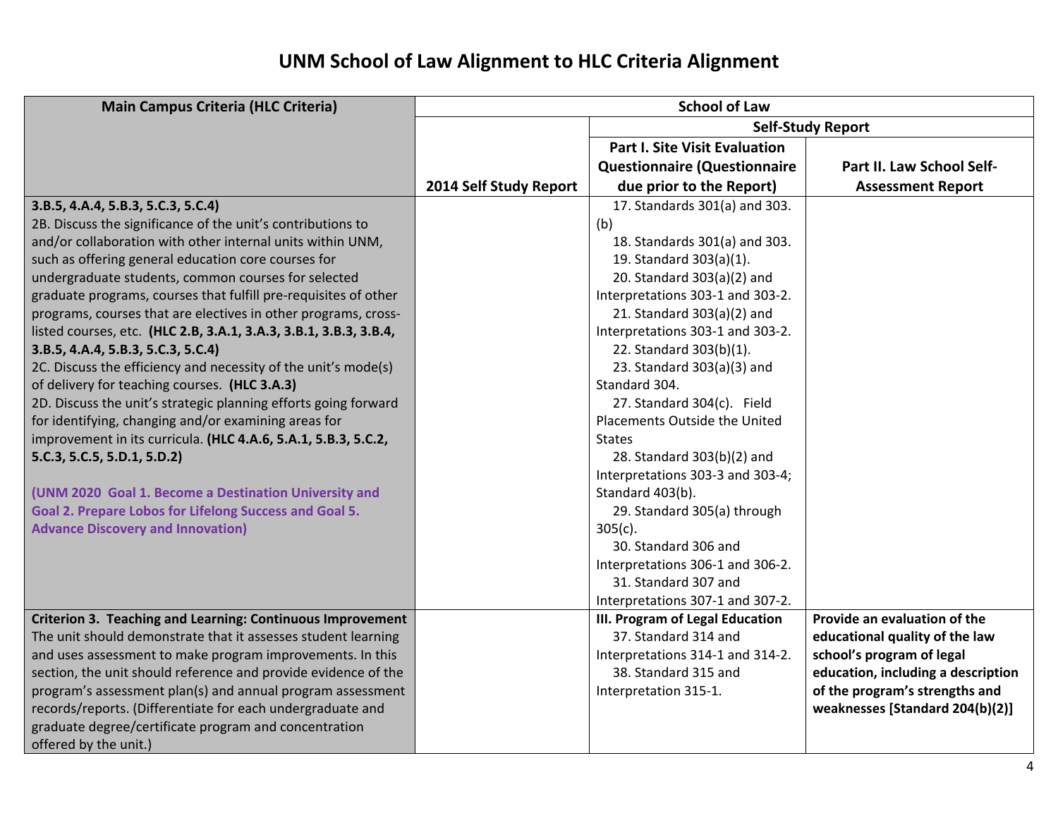# UNM School of Law Alignment to HLC Criteria Alignment

| Main Campus Criteria (HLC Criteria) | School of Law | | |
|---|---|---|---|
| | | Self-Study Report | |
| | 2014 Self Study Report | Part I. Site Visit Evaluation Questionnaire (Questionnaire due prior to the Report) | Part II. Law School Self-Assessment Report |
| **3.B.5, 4.A.4, 5.B.3, 5.C.3, 5.C.4)**<br>2B. Discuss the significance of the unit's contributions to and/or collaboration with other internal units within UNM, such as offering general education core courses for undergraduate students, common courses for selected graduate programs, courses that fulfill pre-requisites of other programs, courses that are electives in other programs, cross-listed courses, etc. **(HLC 2.B, 3.A.1, 3.A.3, 3.B.1, 3.B.3, 3.B.4, 3.B.5, 4.A.4, 5.B.3, 5.C.3, 5.C.4)**<br>2C. Discuss the efficiency and necessity of the unit's mode(s) of delivery for teaching courses. **(HLC 3.A.3)**<br>2D. Discuss the unit's strategic planning efforts going forward for identifying, changing and/or examining areas for improvement in its curricula. **(HLC 4.A.6, 5.A.1, 5.B.3, 5.C.2, 5.C.3, 5.C.5, 5.D.1, 5.D.2)**<br><br>**(UNM 2020 Goal 1. Become a Destination University and Goal 2. Prepare Lobos for Lifelong Success and Goal 5. Advance Discovery and Innovation)** | | 17. Standards 301(a) and 303.(b)<br>18. Standards 301(a) and 303.<br>19. Standard 303(a)(1).<br>20. Standard 303(a)(2) and Interpretations 303-1 and 303-2.<br>21. Standard 303(a)(2) and Interpretations 303-1 and 303-2.<br>22. Standard 303(b)(1).<br>23. Standard 303(a)(3) and Standard 304.<br>27. Standard 304(c). Field Placements Outside the United States<br>28. Standard 303(b)(2) and Interpretations 303-3 and 303-4; Standard 403(b).<br>29. Standard 305(a) through 305(c).<br>30. Standard 306 and Interpretations 306-1 and 306-2.<br>31. Standard 307 and Interpretations 307-1 and 307-2. | |
| **Criterion 3. Teaching and Learning: Continuous Improvement**<br>The unit should demonstrate that it assesses student learning and uses assessment to make program improvements. In this section, the unit should reference and provide evidence of the program's assessment plan(s) and annual program assessment records/reports. (Differentiate for each undergraduate and graduate degree/certificate program and concentration offered by the unit.) | | **III. Program of Legal Education**<br>37. Standard 314 and Interpretations 314-1 and 314-2.<br>38. Standard 315 and Interpretation 315-1. | **Provide an evaluation of the educational quality of the law school's program of legal education, including a description of the program's strengths and weaknesses [Standard 204(b)(2)]** |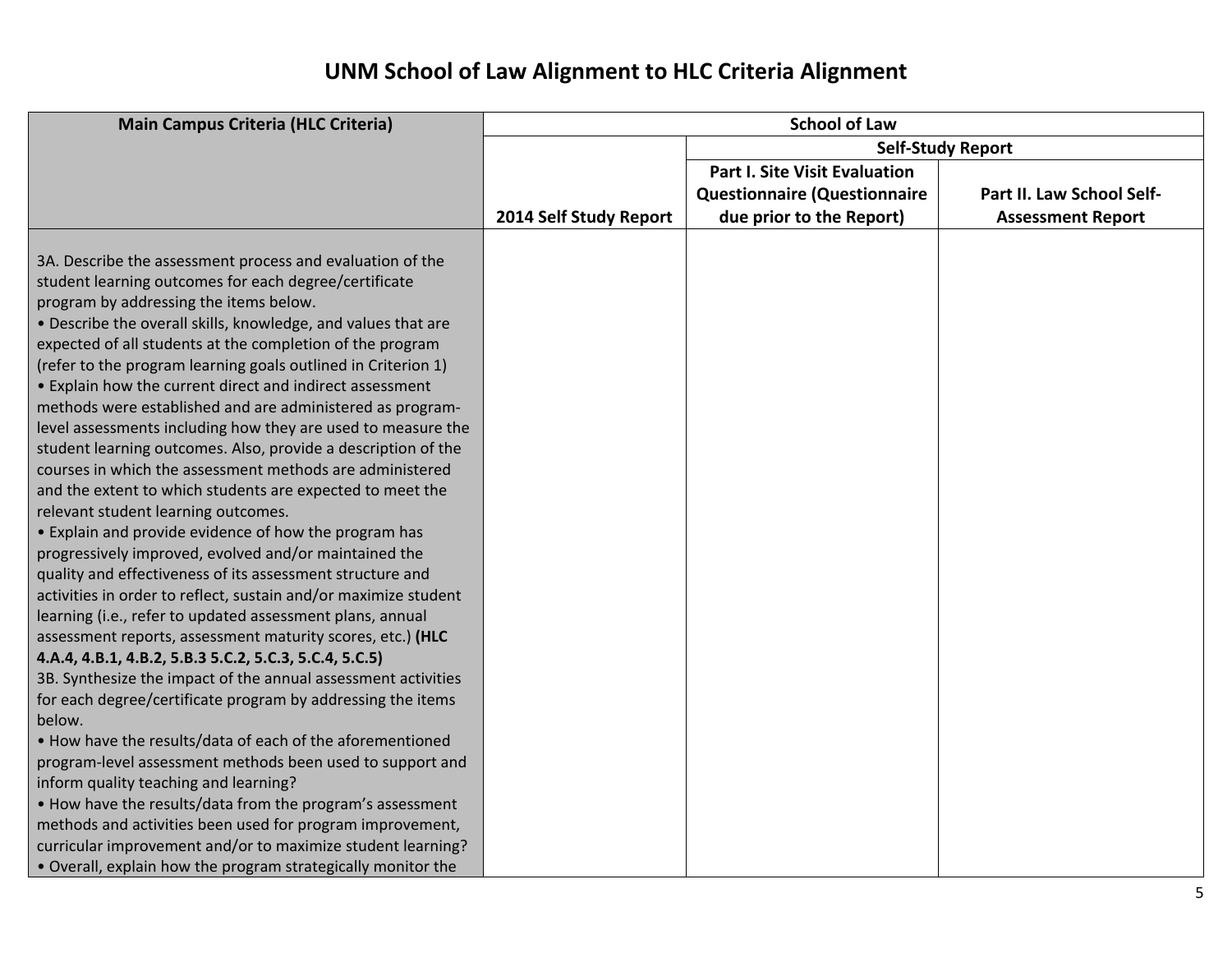# UNM School of Law Alignment to HLC Criteria Alignment

| Main Campus Criteria (HLC Criteria) | School of Law | | |
|---|---|---|---|
| | | Self-Study Report | |
| | 2014 Self Study Report | Part I. Site Visit Evaluation Questionnaire (Questionnaire due prior to the Report) | Part II. Law School Self-Assessment Report |
| 3A. Describe the assessment process and evaluation of the student learning outcomes for each degree/certificate program by addressing the items below.<br>• Describe the overall skills, knowledge, and values that are expected of all students at the completion of the program (refer to the program learning goals outlined in Criterion 1)<br>• Explain how the current direct and indirect assessment methods were established and are administered as program-level assessments including how they are used to measure the student learning outcomes. Also, provide a description of the courses in which the assessment methods are administered and the extent to which students are expected to meet the relevant student learning outcomes.<br>• Explain and provide evidence of how the program has progressively improved, evolved and/or maintained the quality and effectiveness of its assessment structure and activities in order to reflect, sustain and/or maximize student learning (i.e., refer to updated assessment plans, annual assessment reports, assessment maturity scores, etc.) **(HLC 4.A.4, 4.B.1, 4.B.2, 5.B.3 5.C.2, 5.C.3, 5.C.4, 5.C.5)**<br>3B. Synthesize the impact of the annual assessment activities for each degree/certificate program by addressing the items below.<br>• How have the results/data of each of the aforementioned program-level assessment methods been used to support and inform quality teaching and learning?<br>• How have the results/data from the program's assessment methods and activities been used for program improvement, curricular improvement and/or to maximize student learning?<br>• Overall, explain how the program strategically monitor the | | | |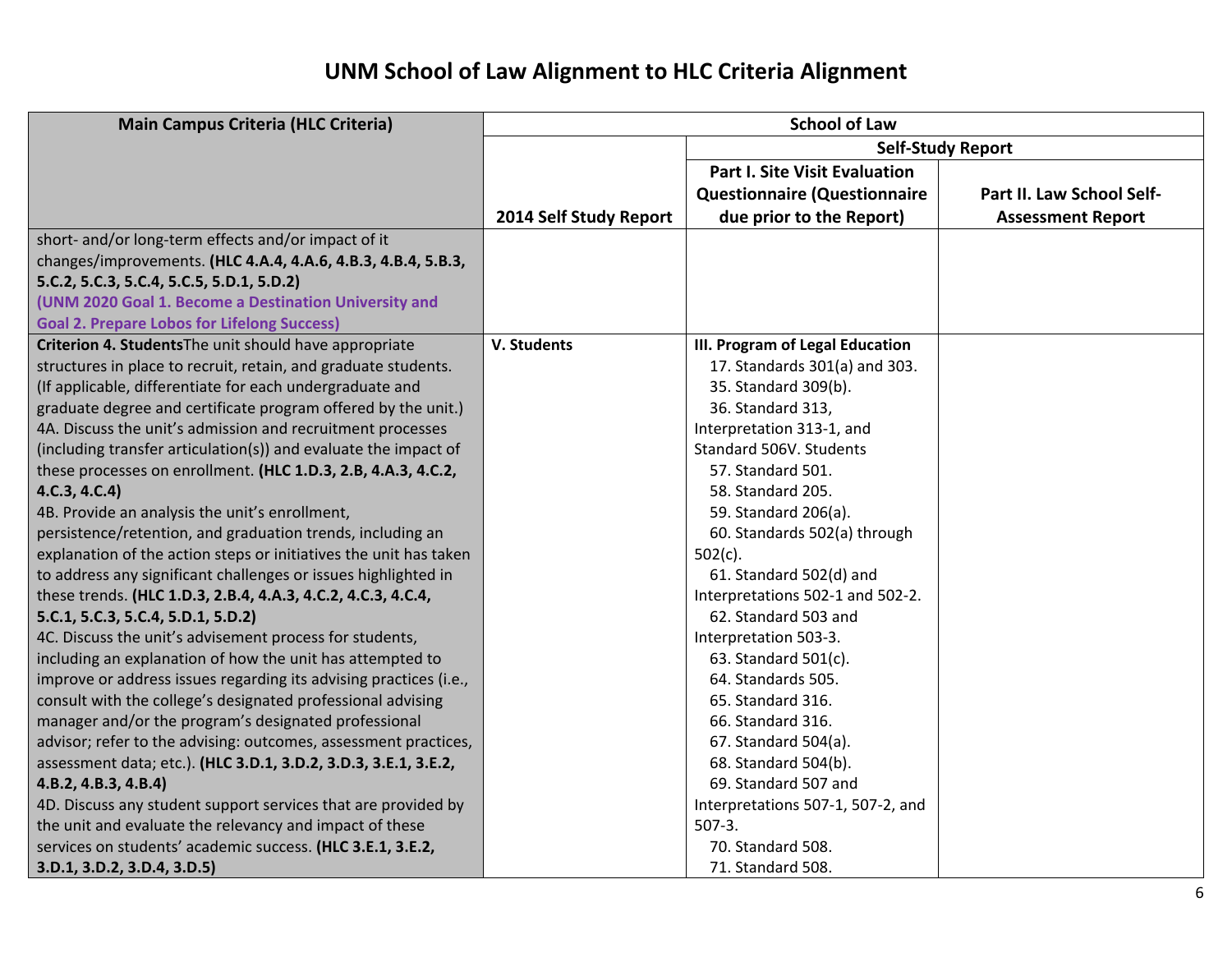# UNM School of Law Alignment to HLC Criteria Alignment

| Main Campus Criteria (HLC Criteria) | School of Law | | |
|---|---|---|---|
| | | Self-Study Report | |
| | 2014 Self Study Report | Part I. Site Visit Evaluation Questionnaire (Questionnaire due prior to the Report) | Part II. Law School Self-Assessment Report |
| short- and/or long-term effects and/or impact of it changes/improvements. **(HLC 4.A.4, 4.A.6, 4.B.3, 4.B.4, 5.B.3, 5.C.2, 5.C.3, 5.C.4, 5.C.5, 5.D.1, 5.D.2)** **(UNM 2020 Goal 1. Become a Destination University and Goal 2. Prepare Lobos for Lifelong Success)** | | | |
| **Criterion 4. Students**The unit should have appropriate structures in place to recruit, retain, and graduate students. (If applicable, differentiate for each undergraduate and graduate degree and certificate program offered by the unit.)<br>4A. Discuss the unit's admission and recruitment processes (including transfer articulation(s)) and evaluate the impact of these processes on enrollment. **(HLC 1.D.3, 2.B, 4.A.3, 4.C.2, 4.C.3, 4.C.4)**<br>4B. Provide an analysis the unit's enrollment, persistence/retention, and graduation trends, including an explanation of the action steps or initiatives the unit has taken to address any significant challenges or issues highlighted in these trends. **(HLC 1.D.3, 2.B.4, 4.A.3, 4.C.2, 4.C.3, 4.C.4, 5.C.1, 5.C.3, 5.C.4, 5.D.1, 5.D.2)**<br>4C. Discuss the unit's advisement process for students, including an explanation of how the unit has attempted to improve or address issues regarding its advising practices (i.e., consult with the college's designated professional advising manager and/or the program's designated professional advisor; refer to the advising: outcomes, assessment practices, assessment data; etc.). **(HLC 3.D.1, 3.D.2, 3.D.3, 3.E.1, 3.E.2, 4.B.2, 4.B.3, 4.B.4)**<br>4D. Discuss any student support services that are provided by the unit and evaluate the relevancy and impact of these services on students' academic success. **(HLC 3.E.1, 3.E.2, 3.D.1, 3.D.2, 3.D.4, 3.D.5)** | **V. Students** | **III. Program of Legal Education**<br>17. Standards 301(a) and 303.<br>35. Standard 309(b).<br>36. Standard 313, Interpretation 313-1, and Standard 506V. Students<br>57. Standard 501.<br>58. Standard 205.<br>59. Standard 206(a).<br>60. Standards 502(a) through 502(c).<br>61. Standard 502(d) and Interpretations 502-1 and 502-2.<br>62. Standard 503 and Interpretation 503-3.<br>63. Standard 501(c).<br>64. Standards 505.<br>65. Standard 316.<br>66. Standard 316.<br>67. Standard 504(a).<br>68. Standard 504(b).<br>69. Standard 507 and Interpretations 507-1, 507-2, and 507-3.<br>70. Standard 508.<br>71. Standard 508. | |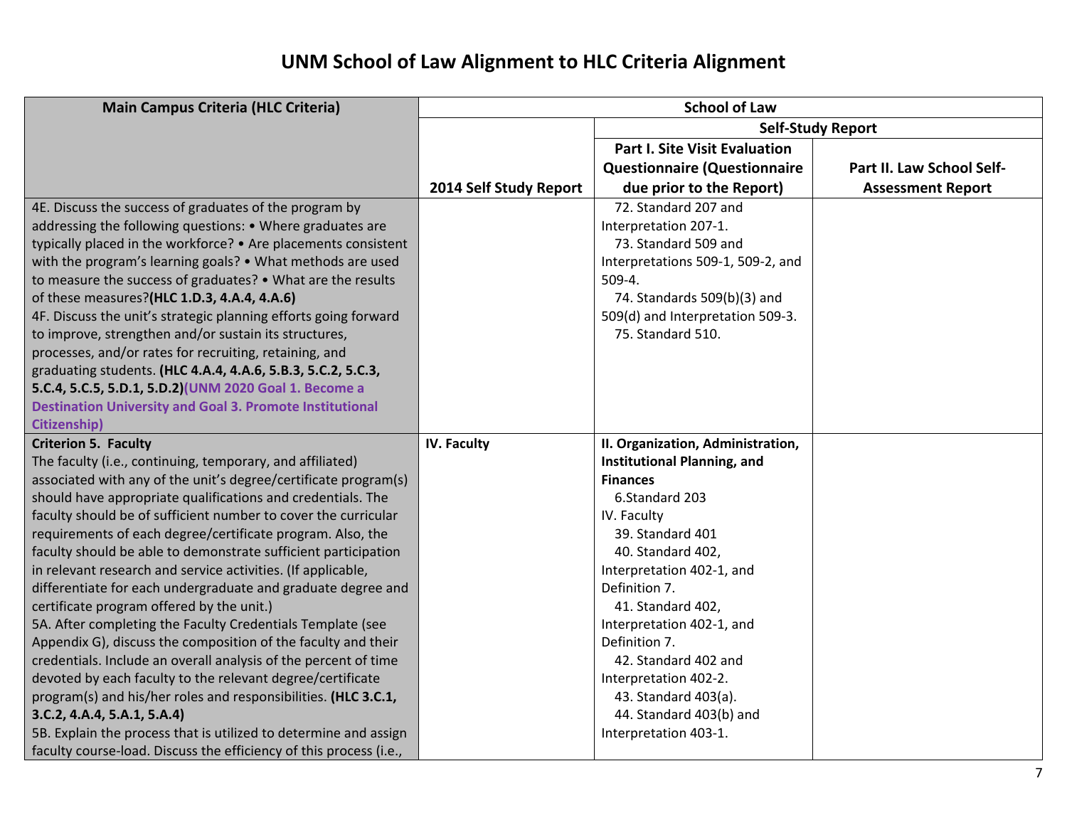# UNM School of Law Alignment to HLC Criteria Alignment

| Main Campus Criteria (HLC Criteria) | School of Law | | |
|---|---|---|---|
| | | Self-Study Report | |
| | 2014 Self Study Report | Part I. Site Visit Evaluation Questionnaire (Questionnaire due prior to the Report) | Part II. Law School Self-Assessment Report |
| 4E. Discuss the success of graduates of the program by addressing the following questions: • Where graduates are typically placed in the workforce? • Are placements consistent with the program's learning goals? • What methods are used to measure the success of graduates? • What are the results of these measures?**(HLC 1.D.3, 4.A.4, 4.A.6)**<br>4F. Discuss the unit's strategic planning efforts going forward to improve, strengthen and/or sustain its structures, processes, and/or rates for recruiting, retaining, and graduating students. **(HLC 4.A.4, 4.A.6, 5.B.3, 5.C.2, 5.C.3, 5.C.4, 5.C.5, 5.D.1, 5.D.2)(UNM 2020 Goal 1. Become a Destination University and Goal 3. Promote Institutional Citizenship)** | | 72. Standard 207 and Interpretation 207-1.<br>73. Standard 509 and Interpretations 509-1, 509-2, and 509-4.<br>74. Standards 509(b)(3) and 509(d) and Interpretation 509-3.<br>75. Standard 510. | |
| **Criterion 5. Faculty**<br>The faculty (i.e., continuing, temporary, and affiliated) associated with any of the unit's degree/certificate program(s) should have appropriate qualifications and credentials. The faculty should be of sufficient number to cover the curricular requirements of each degree/certificate program. Also, the faculty should be able to demonstrate sufficient participation in relevant research and service activities. (If applicable, differentiate for each undergraduate and graduate degree and certificate program offered by the unit.)<br>5A. After completing the Faculty Credentials Template (see Appendix G), discuss the composition of the faculty and their credentials. Include an overall analysis of the percent of time devoted by each faculty to the relevant degree/certificate program(s) and his/her roles and responsibilities. **(HLC 3.C.1, 3.C.2, 4.A.4, 5.A.1, 5.A.4)**<br>5B. Explain the process that is utilized to determine and assign faculty course-load. Discuss the efficiency of this process (i.e., | **IV. Faculty** | **II. Organization, Administration, Institutional Planning, and Finances**<br>6.Standard 203<br>IV. Faculty<br>39. Standard 401<br>40. Standard 402, Interpretation 402-1, and Definition 7.<br>41. Standard 402, Interpretation 402-1, and Definition 7.<br>42. Standard 402 and Interpretation 402-2.<br>43. Standard 403(a).<br>44. Standard 403(b) and Interpretation 403-1. | |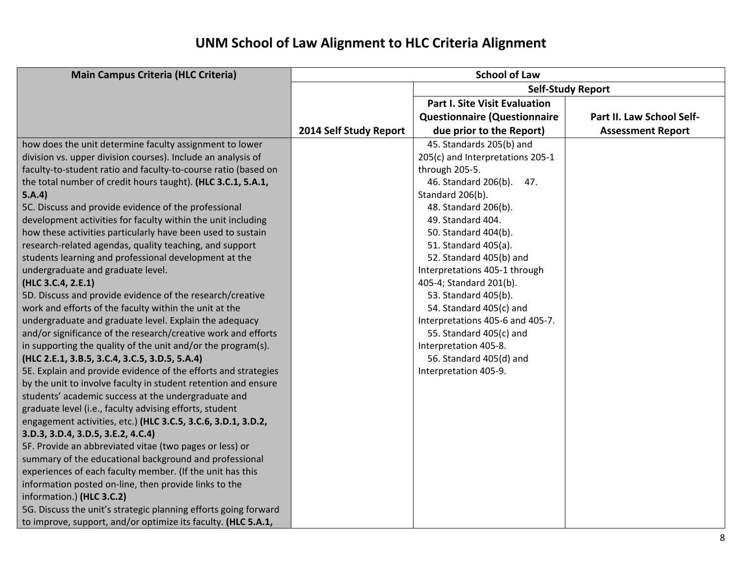# UNM School of Law Alignment to HLC Criteria Alignment

| Main Campus Criteria (HLC Criteria) | School of Law | | |
|---|---|---|---|
| | | Self-Study Report | |
| | 2014 Self Study Report | Part I. Site Visit Evaluation Questionnaire (Questionnaire due prior to the Report) | Part II. Law School Self-Assessment Report |
| how does the unit determine faculty assignment to lower division vs. upper division courses). Include an analysis of faculty-to-student ratio and faculty-to-course ratio (based on the total number of credit hours taught). **(HLC 3.C.1, 5.A.1, 5.A.4)**<br>5C. Discuss and provide evidence of the professional development activities for faculty within the unit including how these activities particularly have been used to sustain research-related agendas, quality teaching, and support students learning and professional development at the undergraduate and graduate level.<br>**(HLC 3.C.4, 2.E.1)**<br>5D. Discuss and provide evidence of the research/creative work and efforts of the faculty within the unit at the undergraduate and graduate level. Explain the adequacy and/or significance of the research/creative work and efforts in supporting the quality of the unit and/or the program(s).<br>**(HLC 2.E.1, 3.B.5, 3.C.4, 3.C.5, 3.D.5, 5.A.4)**<br>5E. Explain and provide evidence of the efforts and strategies by the unit to involve faculty in student retention and ensure students' academic success at the undergraduate and graduate level (i.e., faculty advising efforts, student engagement activities, etc.) **(HLC 3.C.5, 3.C.6, 3.D.1, 3.D.2, 3.D.3, 3.D.4, 3.D.5, 3.E.2, 4.C.4)**<br>5F. Provide an abbreviated vitae (two pages or less) or summary of the educational background and professional experiences of each faculty member. (If the unit has this information posted on-line, then provide links to the information.) **(HLC 3.C.2)**<br>5G. Discuss the unit's strategic planning efforts going forward to improve, support, and/or optimize its faculty. **(HLC 5.A.1,** | | 45. Standards 205(b) and 205(c) and Interpretations 205-1 through 205-5.<br>46. Standard 206(b). 47. Standard 206(b).<br>48. Standard 206(b).<br>49. Standard 404.<br>50. Standard 404(b).<br>51. Standard 405(a).<br>52. Standard 405(b) and Interpretations 405-1 through 405-4; Standard 201(b).<br>53. Standard 405(b).<br>54. Standard 405(c) and Interpretations 405-6 and 405-7.<br>55. Standard 405(c) and Interpretation 405-8.<br>56. Standard 405(d) and Interpretation 405-9. | |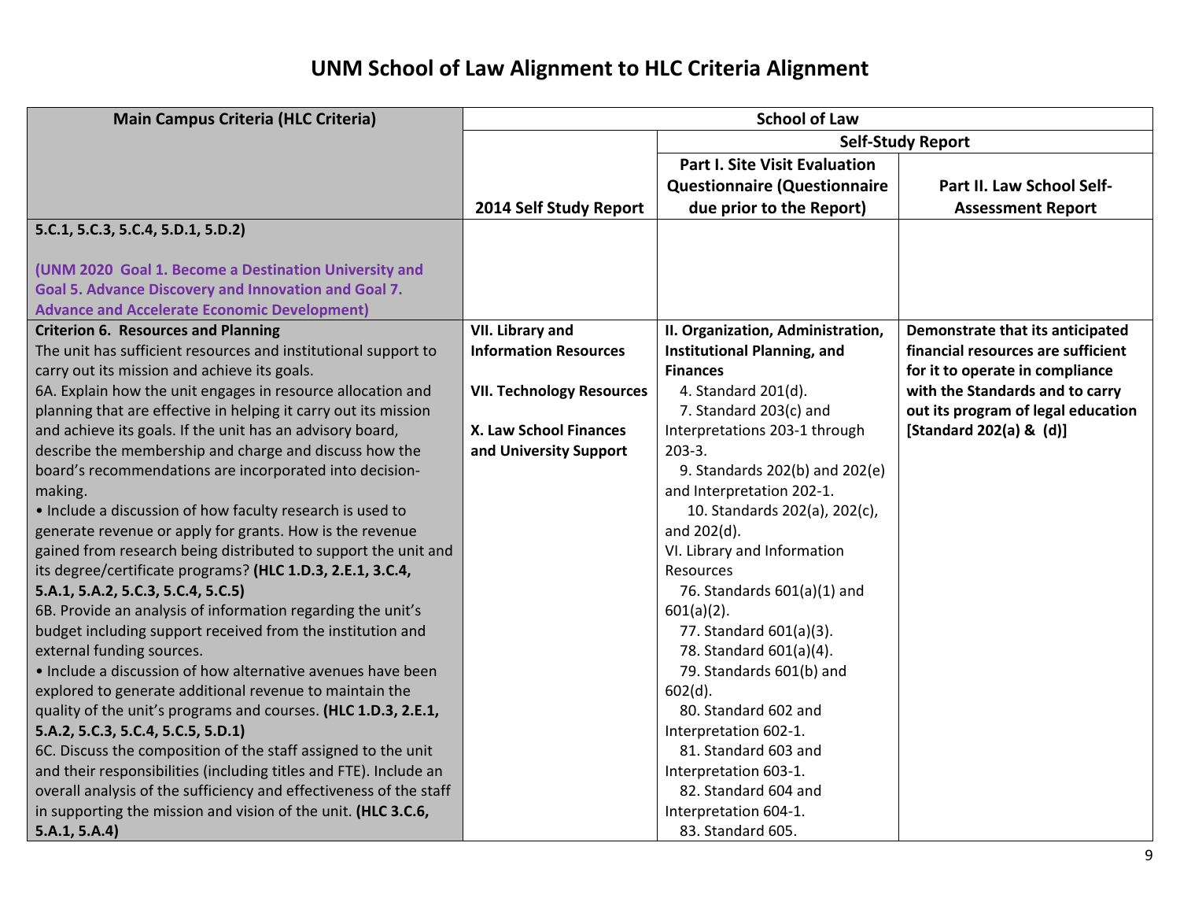# UNM School of Law Alignment to HLC Criteria Alignment

| Main Campus Criteria (HLC Criteria) | School of Law | | |
|---|---|---|---|
| | | Self-Study Report | |
| | 2014 Self Study Report | Part I. Site Visit Evaluation Questionnaire (Questionnaire due prior to the Report) | Part II. Law School Self-Assessment Report |
| **5.C.1, 5.C.3, 5.C.4, 5.D.1, 5.D.2)**<br><br>**(UNM 2020 Goal 1. Become a Destination University and Goal 5. Advance Discovery and Innovation and Goal 7. Advance and Accelerate Economic Development)** | | | |
| **Criterion 6. Resources and Planning**<br>The unit has sufficient resources and institutional support to carry out its mission and achieve its goals.<br>6A. Explain how the unit engages in resource allocation and planning that are effective in helping it carry out its mission and achieve its goals. If the unit has an advisory board, describe the membership and charge and discuss how the board's recommendations are incorporated into decision-making.<br>• Include a discussion of how faculty research is used to generate revenue or apply for grants. How is the revenue gained from research being distributed to support the unit and its degree/certificate programs? **(HLC 1.D.3, 2.E.1, 3.C.4, 5.A.1, 5.A.2, 5.C.3, 5.C.4, 5.C.5)**<br>6B. Provide an analysis of information regarding the unit's budget including support received from the institution and external funding sources.<br>• Include a discussion of how alternative avenues have been explored to generate additional revenue to maintain the quality of the unit's programs and courses. **(HLC 1.D.3, 2.E.1, 5.A.2, 5.C.3, 5.C.4, 5.C.5, 5.D.1)**<br>6C. Discuss the composition of the staff assigned to the unit and their responsibilities (including titles and FTE). Include an overall analysis of the sufficiency and effectiveness of the staff in supporting the mission and vision of the unit. **(HLC 3.C.6, 5.A.1, 5.A.4)** | **VII. Library and Information Resources**<br><br>**VII. Technology Resources**<br><br>**X. Law School Finances and University Support** | **II. Organization, Administration, Institutional Planning, and Finances**<br>4. Standard 201(d).<br>7. Standard 203(c) and Interpretations 203-1 through 203-3.<br>9. Standards 202(b) and 202(e) and Interpretation 202-1.<br>10. Standards 202(a), 202(c), and 202(d).<br>VI. Library and Information Resources<br>76. Standards 601(a)(1) and 601(a)(2).<br>77. Standard 601(a)(3).<br>78. Standard 601(a)(4).<br>79. Standards 601(b) and 602(d).<br>80. Standard 602 and Interpretation 602-1.<br>81. Standard 603 and Interpretation 603-1.<br>82. Standard 604 and Interpretation 604-1.<br>83. Standard 605. | **Demonstrate that its anticipated financial resources are sufficient for it to operate in compliance with the Standards and to carry out its program of legal education [Standard 202(a) & (d)]** |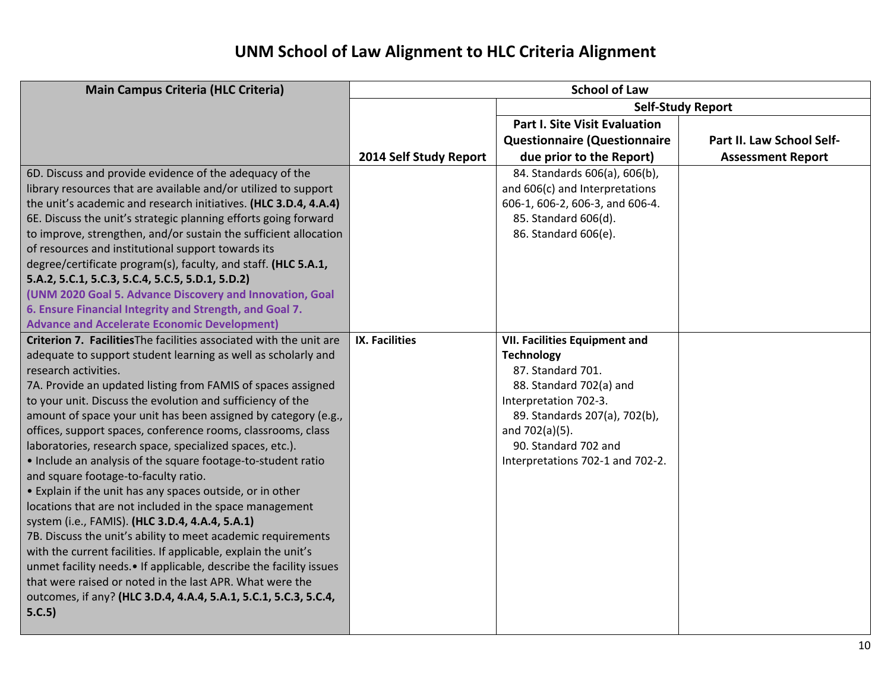# UNM School of Law Alignment to HLC Criteria Alignment

| Main Campus Criteria (HLC Criteria) | School of Law | | |
|---|---|---|---|
| | | Self-Study Report | |
| | 2014 Self Study Report | Part I. Site Visit Evaluation Questionnaire (Questionnaire due prior to the Report) | Part II. Law School Self-Assessment Report |
| 6D. Discuss and provide evidence of the adequacy of the library resources that are available and/or utilized to support the unit's academic and research initiatives. **(HLC 3.D.4, 4.A.4)**<br>6E. Discuss the unit's strategic planning efforts going forward to improve, strengthen, and/or sustain the sufficient allocation of resources and institutional support towards its degree/certificate program(s), faculty, and staff. **(HLC 5.A.1, 5.A.2, 5.C.1, 5.C.3, 5.C.4, 5.C.5, 5.D.1, 5.D.2)**<br>**(UNM 2020 Goal 5. Advance Discovery and Innovation, Goal 6. Ensure Financial Integrity and Strength, and Goal 7. Advance and Accelerate Economic Development)** | | 84. Standards 606(a), 606(b), and 606(c) and Interpretations 606-1, 606-2, 606-3, and 606-4.<br>85. Standard 606(d).<br>86. Standard 606(e). | |
| **Criterion 7. Facilities** The facilities associated with the unit are adequate to support student learning as well as scholarly and research activities.<br>7A. Provide an updated listing from FAMIS of spaces assigned to your unit. Discuss the evolution and sufficiency of the amount of space your unit has been assigned by category (e.g., offices, support spaces, conference rooms, classrooms, class laboratories, research space, specialized spaces, etc.).<br>• Include an analysis of the square footage-to-student ratio and square footage-to-faculty ratio.<br>• Explain if the unit has any spaces outside, or in other locations that are not included in the space management system (i.e., FAMIS). **(HLC 3.D.4, 4.A.4, 5.A.1)**<br>7B. Discuss the unit's ability to meet academic requirements with the current facilities. If applicable, explain the unit's unmet facility needs.• If applicable, describe the facility issues that were raised or noted in the last APR. What were the outcomes, if any? **(HLC 3.D.4, 4.A.4, 5.A.1, 5.C.1, 5.C.3, 5.C.4, 5.C.5)** | **IX. Facilities** | **VII. Facilities Equipment and Technology**<br>87. Standard 701.<br>88. Standard 702(a) and Interpretation 702-3.<br>89. Standards 207(a), 702(b), and 702(a)(5).<br>90. Standard 702 and Interpretations 702-1 and 702-2. | |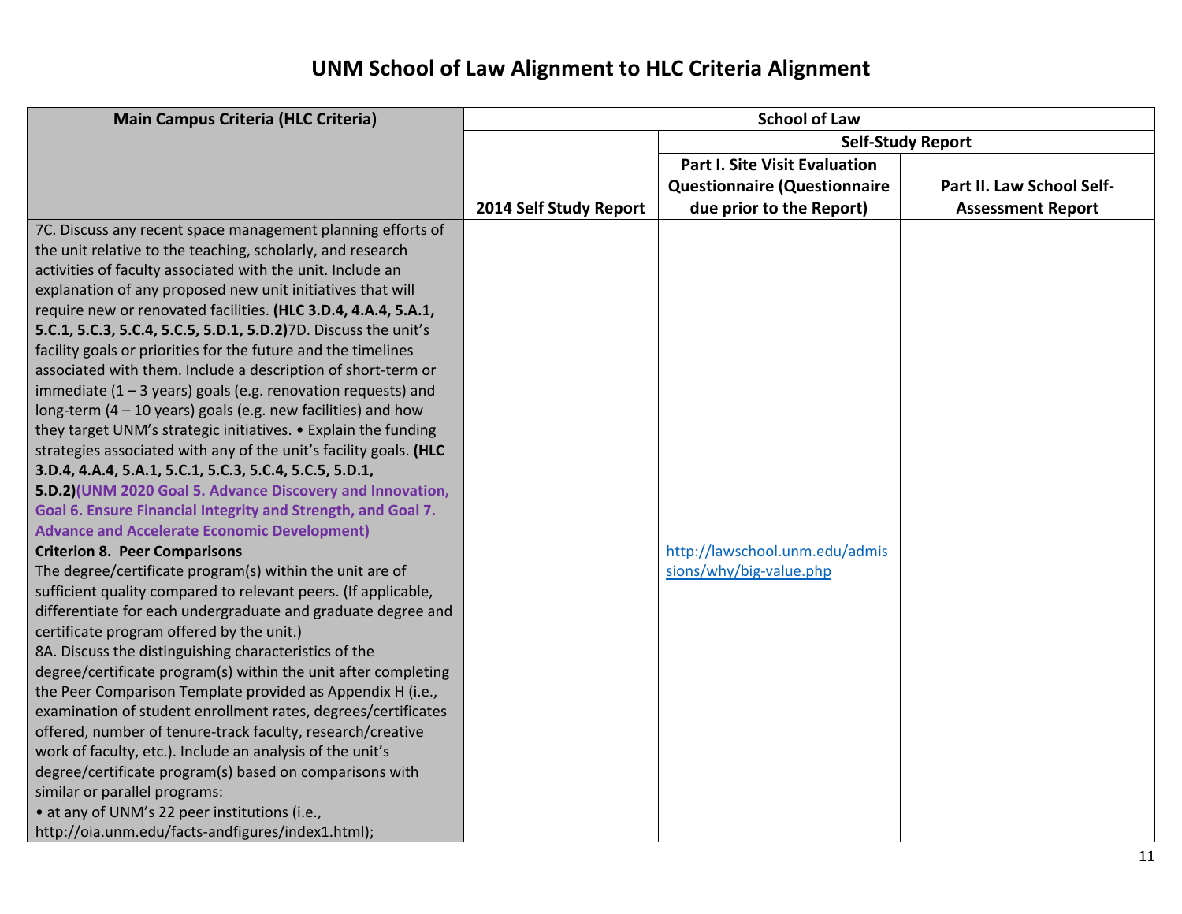# UNM School of Law Alignment to HLC Criteria Alignment

| Main Campus Criteria (HLC Criteria) | School of Law | | |
|---|---|---|---|
| | | Self-Study Report | |
| | 2014 Self Study Report | Part I. Site Visit Evaluation Questionnaire (Questionnaire due prior to the Report) | Part II. Law School Self-Assessment Report |
| 7C. Discuss any recent space management planning efforts of the unit relative to the teaching, scholarly, and research activities of faculty associated with the unit. Include an explanation of any proposed new unit initiatives that will require new or renovated facilities. **(HLC 3.D.4, 4.A.4, 5.A.1, 5.C.1, 5.C.3, 5.C.4, 5.C.5, 5.D.1, 5.D.2)**7D. Discuss the unit's facility goals or priorities for the future and the timelines associated with them. Include a description of short-term or immediate (1 – 3 years) goals (e.g. renovation requests) and long-term (4 – 10 years) goals (e.g. new facilities) and how they target UNM's strategic initiatives. • Explain the funding strategies associated with any of the unit's facility goals. **(HLC 3.D.4, 4.A.4, 5.A.1, 5.C.1, 5.C.3, 5.C.4, 5.C.5, 5.D.1, 5.D.2)(UNM 2020 Goal 5. Advance Discovery and Innovation, Goal 6. Ensure Financial Integrity and Strength, and Goal 7. Advance and Accelerate Economic Development)** | | | |
| **Criterion 8. Peer Comparisons** The degree/certificate program(s) within the unit are of sufficient quality compared to relevant peers. (If applicable, differentiate for each undergraduate and graduate degree and certificate program offered by the unit.) 8A. Discuss the distinguishing characteristics of the degree/certificate program(s) within the unit after completing the Peer Comparison Template provided as Appendix H (i.e., examination of student enrollment rates, degrees/certificates offered, number of tenure-track faculty, research/creative work of faculty, etc.). Include an analysis of the unit's degree/certificate program(s) based on comparisons with similar or parallel programs: • at any of UNM's 22 peer institutions (i.e., http://oia.unm.edu/facts-andfigures/index1.html); | | http://lawschool.unm.edu/admissions/why/big-value.php | |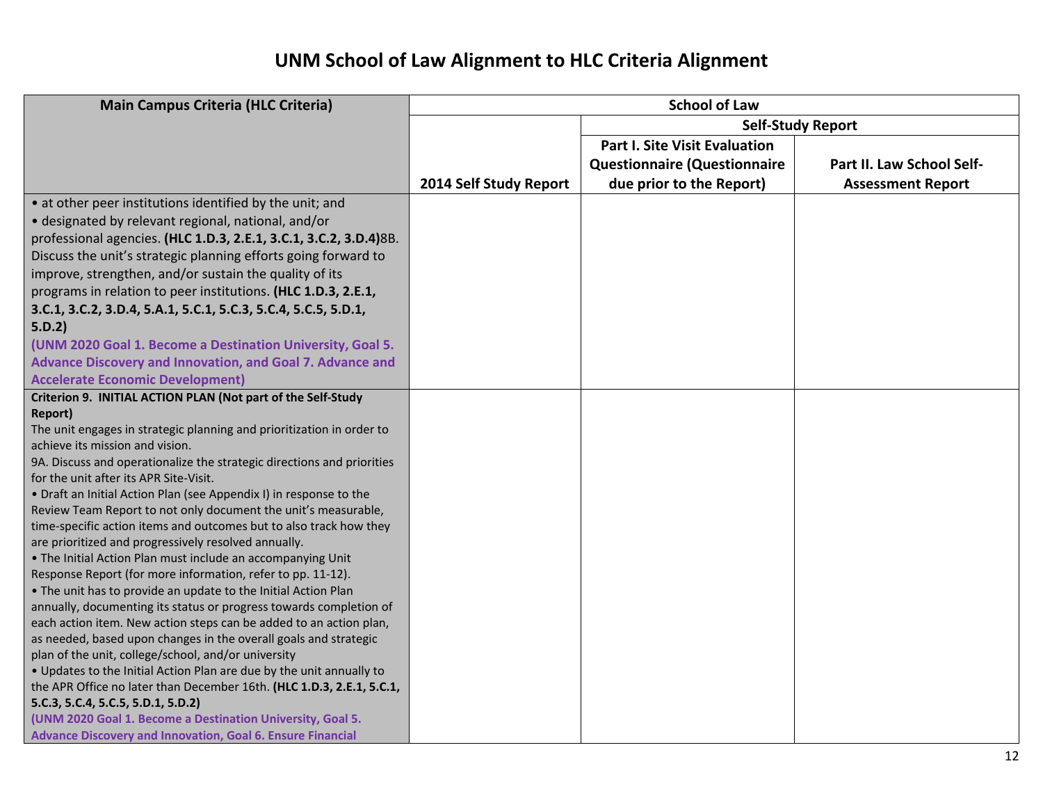# UNM School of Law Alignment to HLC Criteria Alignment

| Main Campus Criteria (HLC Criteria) | School of Law | | |
|---|---|---|---|
| | | Self-Study Report | |
| | 2014 Self Study Report | Part I. Site Visit Evaluation Questionnaire (Questionnaire due prior to the Report) | Part II. Law School Self-Assessment Report |
| • at other peer institutions identified by the unit; and<br>• designated by relevant regional, national, and/or professional agencies. **(HLC 1.D.3, 2.E.1, 3.C.1, 3.C.2, 3.D.4)**8B. Discuss the unit's strategic planning efforts going forward to improve, strengthen, and/or sustain the quality of its programs in relation to peer institutions. **(HLC 1.D.3, 2.E.1, 3.C.1, 3.C.2, 3.D.4, 5.A.1, 5.C.1, 5.C.3, 5.C.4, 5.C.5, 5.D.1, 5.D.2)**<br>**(UNM 2020 Goal 1. Become a Destination University, Goal 5. Advance Discovery and Innovation, and Goal 7. Advance and Accelerate Economic Development)** | | | |
| **Criterion 9. INITIAL ACTION PLAN (Not part of the Self-Study Report)**<br>The unit engages in strategic planning and prioritization in order to achieve its mission and vision.<br>9A. Discuss and operationalize the strategic directions and priorities for the unit after its APR Site-Visit.<br>• Draft an Initial Action Plan (see Appendix I) in response to the Review Team Report to not only document the unit's measurable, time-specific action items and outcomes but to also track how they are prioritized and progressively resolved annually.<br>• The Initial Action Plan must include an accompanying Unit Response Report (for more information, refer to pp. 11-12).<br>• The unit has to provide an update to the Initial Action Plan annually, documenting its status or progress towards completion of each action item. New action steps can be added to an action plan, as needed, based upon changes in the overall goals and strategic plan of the unit, college/school, and/or university<br>• Updates to the Initial Action Plan are due by the unit annually to the APR Office no later than December 16th. **(HLC 1.D.3, 2.E.1, 5.C.1, 5.C.3, 5.C.4, 5.C.5, 5.D.1, 5.D.2)**<br>**(UNM 2020 Goal 1. Become a Destination University, Goal 5. Advance Discovery and Innovation, Goal 6. Ensure Financial** | | | |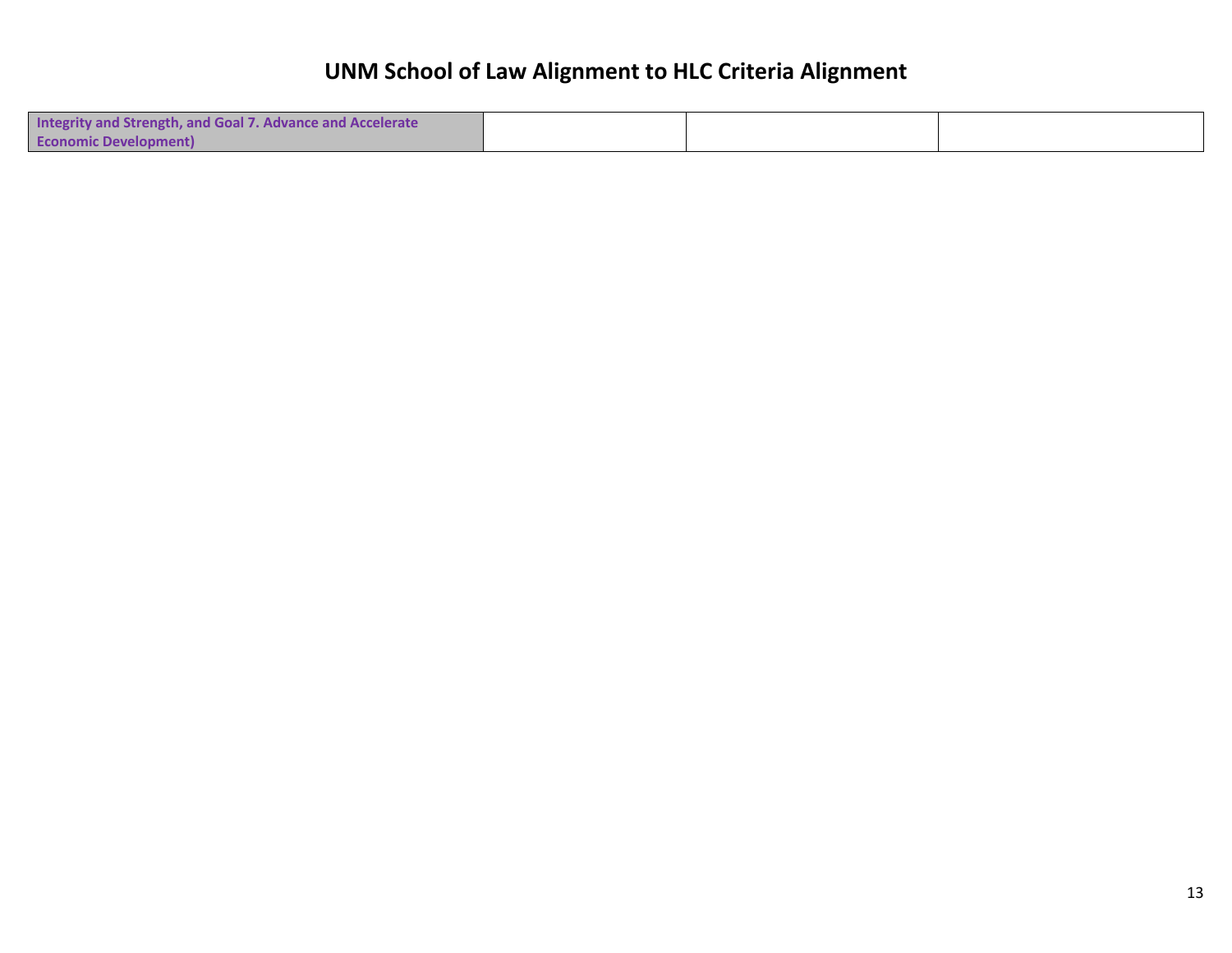# UNM School of Law Alignment to HLC Criteria Alignment

| | | | |
|---|---|---|---|
| **Integrity and Strength, and Goal 7. Advance and Accelerate Economic Development)** | | | |